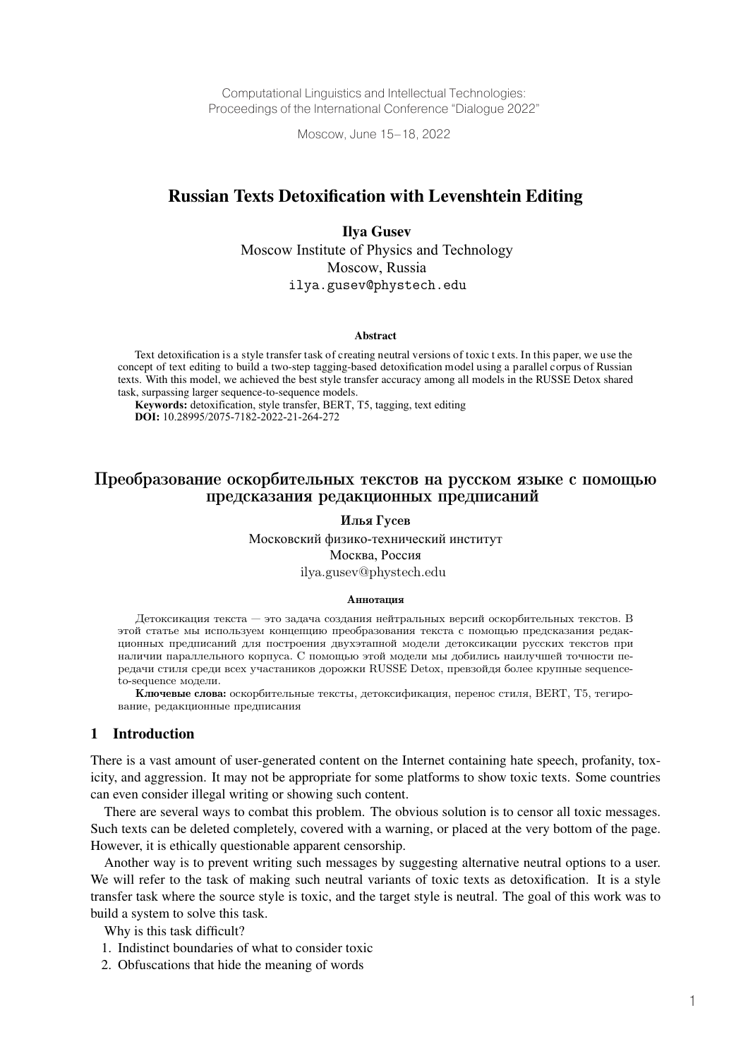Computational Linguistics and Intellectual Technologies:
Proceedings of the International Conference "Dialogue 2022"

Moscow, June 15–18, 2022

# Russian Texts Detoxification with Levenshtein Editing

**Ilya Gusev**
Moscow Institute of Physics and Technology
Moscow, Russia
ilya.gusev@phystech.edu

### Abstract

Text detoxification is a style transfer task of creating neutral versions of toxic texts. In this paper, we use the concept of text editing to build a two-step tagging-based detoxification model using a parallel corpus of Russian texts. With this model, we achieved the best style transfer accuracy among all models in the RUSSE Detox shared task, surpassing larger sequence-to-sequence models.

**Keywords:** detoxification, style transfer, BERT, T5, tagging, text editing
**DOI:** 10.28995/2075-7182-2022-21-264-272

# Преобразование оскорбительных текстов на русском языке с помощью предсказания редакционных предписаний

**Илья Гусев**
Московский физико-технический институт
Москва, Россия
ilya.gusev@phystech.edu

### Аннотация

Детоксикация текста — это задача создания нейтральных версий оскорбительных текстов. В этой статье мы используем концепцию преобразования текста с помощью предсказания редакционных предписаний для построения двухэтапной модели детоксикации русских текстов при наличии параллельного корпуса. С помощью этой модели мы добились наилучшей точности передачи стиля среди всех участников дорожки RUSSE Detox, превзойдя более крупные sequence-to-sequence модели.

**Ключевые слова:** оскорбительные тексты, детоксифкация, перенос стиля, BERT, T5, тегирование, редакционные предписания

## 1 Introduction

There is a vast amount of user-generated content on the Internet containing hate speech, profanity, toxicity, and aggression. It may not be appropriate for some platforms to show toxic texts. Some countries can even consider illegal writing or showing such content.

There are several ways to combat this problem. The obvious solution is to censor all toxic messages. Such texts can be deleted completely, covered with a warning, or placed at the very bottom of the page. However, it is ethically questionable apparent censorship.

Another way is to prevent writing such messages by suggesting alternative neutral options to a user. We will refer to the task of making such neutral variants of toxic texts as detoxification. It is a style transfer task where the source style is toxic, and the target style is neutral. The goal of this work was to build a system to solve this task.

Why is this task difficult?

1. Indistinct boundaries of what to consider toxic
2. Obfuscations that hide the meaning of words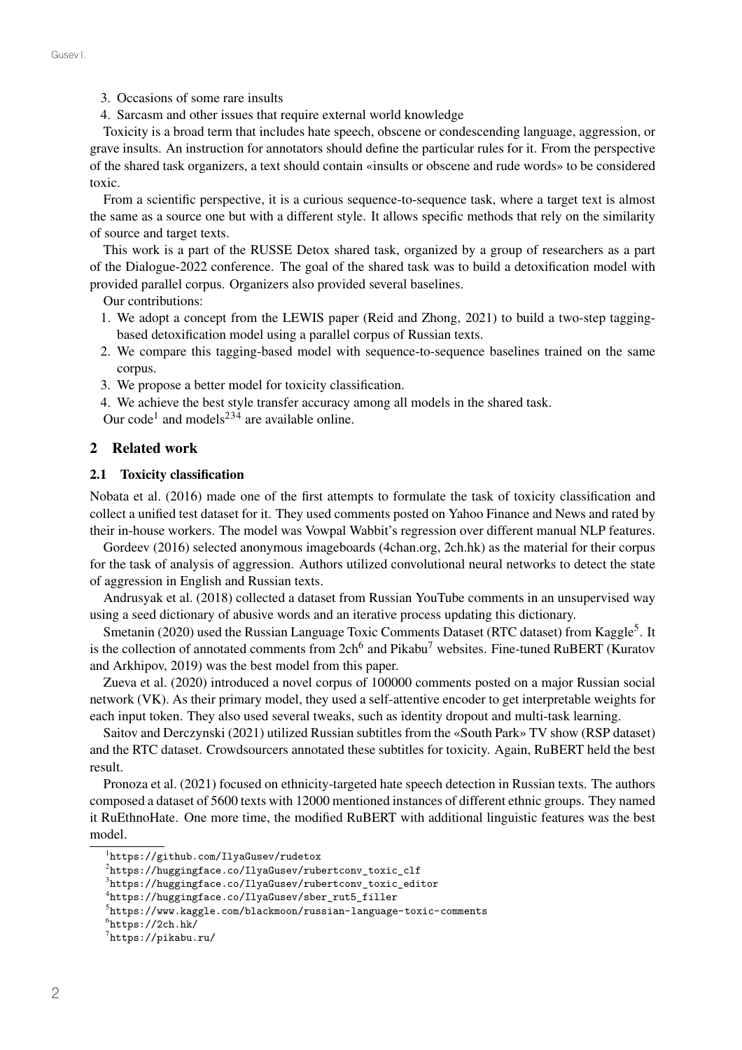3. Occasions of some rare insults
4. Sarcasm and other issues that require external world knowledge

Toxicity is a broad term that includes hate speech, obscene or condescending language, aggression, or grave insults. An instruction for annotators should define the particular rules for it. From the perspective of the shared task organizers, a text should contain «insults or obscene and rude words» to be considered toxic.

From a scientific perspective, it is a curious sequence-to-sequence task, where a target text is almost the same as a source one but with a different style. It allows specific methods that rely on the similarity of source and target texts.

This work is a part of the RUSSE Detox shared task, organized by a group of researchers as a part of the Dialogue-2022 conference. The goal of the shared task was to build a detoxification model with provided parallel corpus. Organizers also provided several baselines.

Our contributions:

1. We adopt a concept from the LEWIS paper (Reid and Zhong, 2021) to build a two-step tagging-based detoxification model using a parallel corpus of Russian texts.
2. We compare this tagging-based model with sequence-to-sequence baselines trained on the same corpus.
3. We propose a better model for toxicity classification.
4. We achieve the best style transfer accuracy among all models in the shared task.

Our code[1] and models[2][3][4] are available online.

## 2 Related work

### 2.1 Toxicity classification

Nobata et al. (2016) made one of the first attempts to formulate the task of toxicity classification and collect a unified test dataset for it. They used comments posted on Yahoo Finance and News and rated by their in-house workers. The model was Vowpal Wabbit's regression over different manual NLP features.

Gordeev (2016) selected anonymous imageboards (4chan.org, 2ch.hk) as the material for their corpus for the task of analysis of aggression. Authors utilized convolutional neural networks to detect the state of aggression in English and Russian texts.

Andrusyak et al. (2018) collected a dataset from Russian YouTube comments in an unsupervised way using a seed dictionary of abusive words and an iterative process updating this dictionary.

Smetanin (2020) used the Russian Language Toxic Comments Dataset (RTC dataset) from Kaggle[5]. It is the collection of annotated comments from 2ch[6] and Pikabu[7] websites. Fine-tuned RuBERT (Kuratov and Arkhipov, 2019) was the best model from this paper.

Zueva et al. (2020) introduced a novel corpus of 100000 comments posted on a major Russian social network (VK). As their primary model, they used a self-attentive encoder to get interpretable weights for each input token. They also used several tweaks, such as identity dropout and multi-task learning.

Saitov and Derczynski (2021) utilized Russian subtitles from the «South Park» TV show (RSP dataset) and the RTC dataset. Crowdsourcers annotated these subtitles for toxicity. Again, RuBERT held the best result.

Pronoza et al. (2021) focused on ethnicity-targeted hate speech detection in Russian texts. The authors composed a dataset of 5600 texts with 12000 mentioned instances of different ethnic groups. They named it RuEthnoHate. One more time, the modified RuBERT with additional linguistic features was the best model.

---

[1] https://github.com/IlyaGusev/rudetox

[2] https://huggingface.co/IlyaGusev/rubertconv_toxic_clf

[3] https://huggingface.co/IlyaGusev/rubertconv_toxic_editor

[4] https://huggingface.co/IlyaGusev/sber_rut5_filler

[5] https://www.kaggle.com/blackmoon/russian-language-toxic-comments

[6] https://2ch.hk/

[7] https://pikabu.ru/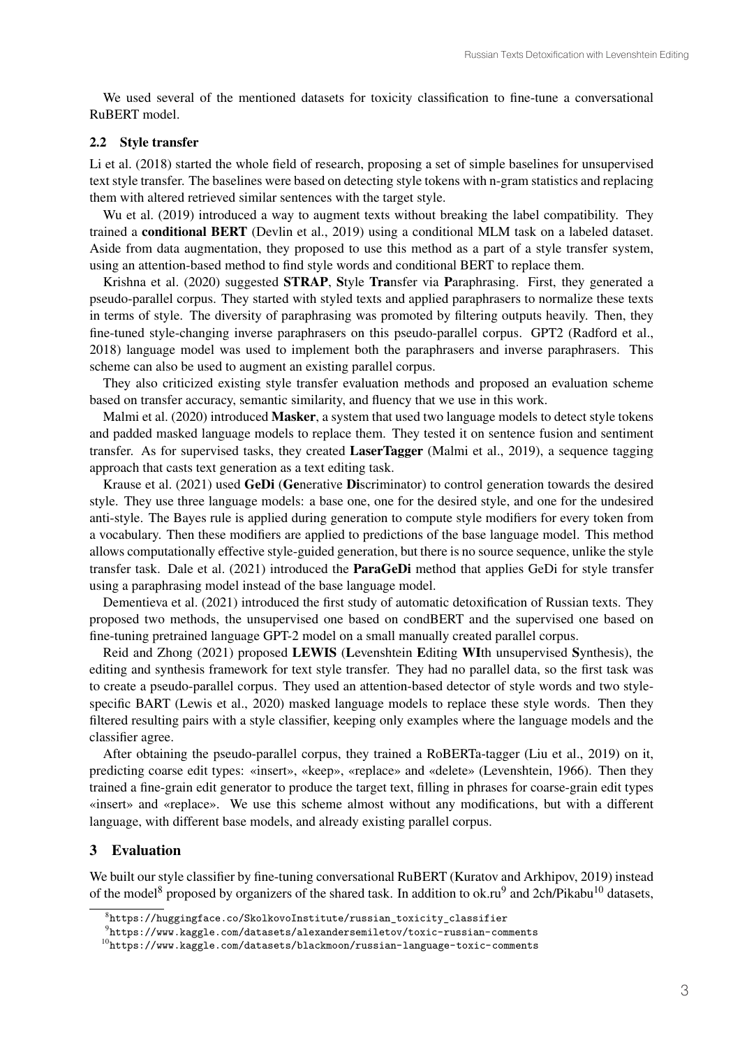We used several of the mentioned datasets for toxicity classification to fine-tune a conversational RuBERT model.

### 2.2 Style transfer

Li et al. (2018) started the whole field of research, proposing a set of simple baselines for unsupervised text style transfer. The baselines were based on detecting style tokens with n-gram statistics and replacing them with altered retrieved similar sentences with the target style.

Wu et al. (2019) introduced a way to augment texts without breaking the label compatibility. They trained a **conditional BERT** (Devlin et al., 2019) using a conditional MLM task on a labeled dataset. Aside from data augmentation, they proposed to use this method as a part of a style transfer system, using an attention-based method to find style words and conditional BERT to replace them.

Krishna et al. (2020) suggested **STRAP**, **S**tyle **Tra**nsfer via **P**araphrasing. First, they generated a pseudo-parallel corpus. They started with styled texts and applied paraphrasers to normalize these texts in terms of style. The diversity of paraphrasing was promoted by filtering outputs heavily. Then, they fine-tuned style-changing inverse paraphrasers on this pseudo-parallel corpus. GPT2 (Radford et al., 2018) language model was used to implement both the paraphrasers and inverse paraphrasers. This scheme can also be used to augment an existing parallel corpus.

They also criticized existing style transfer evaluation methods and proposed an evaluation scheme based on transfer accuracy, semantic similarity, and fluency that we use in this work.

Malmi et al. (2020) introduced **Masker**, a system that used two language models to detect style tokens and padded masked language models to replace them. They tested it on sentence fusion and sentiment transfer. As for supervised tasks, they created **LaserTagger** (Malmi et al., 2019), a sequence tagging approach that casts text generation as a text editing task.

Krause et al. (2021) used **GeDi** (**Ge**nerative **Di**scriminator) to control generation towards the desired style. They use three language models: a base one, one for the desired style, and one for the undesired anti-style. The Bayes rule is applied during generation to compute style modifiers for every token from a vocabulary. Then these modifiers are applied to predictions of the base language model. This method allows computationally effective style-guided generation, but there is no source sequence, unlike the style transfer task. Dale et al. (2021) introduced the **ParaGeDi** method that applies GeDi for style transfer using a paraphrasing model instead of the base language model.

Dementieva et al. (2021) introduced the first study of automatic detoxification of Russian texts. They proposed two methods, the unsupervised one based on condBERT and the supervised one based on fine-tuning pretrained language GPT-2 model on a small manually created parallel corpus.

Reid and Zhong (2021) proposed **LEWIS** (**L**evenshtein **E**diting **WI**th unsupervised **S**ynthesis), the editing and synthesis framework for text style transfer. They had no parallel data, so the first task was to create a pseudo-parallel corpus. They used an attention-based detector of style words and two style-specific BART (Lewis et al., 2020) masked language models to replace these style words. Then they filtered resulting pairs with a style classifier, keeping only examples where the language models and the classifier agree.

After obtaining the pseudo-parallel corpus, they trained a RoBERTa-tagger (Liu et al., 2019) on it, predicting coarse edit types: «insert», «keep», «replace» and «delete» (Levenshtein, 1966). Then they trained a fine-grain edit generator to produce the target text, filling in phrases for coarse-grain edit types «insert» and «replace». We use this scheme almost without any modifications, but with a different language, with different base models, and already existing parallel corpus.

## 3 Evaluation

We built our style classifier by fine-tuning conversational RuBERT (Kuratov and Arkhipov, 2019) instead of the model[8] proposed by organizers of the shared task. In addition to ok.ru[9] and 2ch/Pikabu[10] datasets,

[8] https://huggingface.co/SkolkovoInstitute/russian_toxicity_classifier

[9] https://www.kaggle.com/datasets/alexandersemiletov/toxic-russian-comments

[10] https://www.kaggle.com/datasets/blackmoon/russian-language-toxic-comments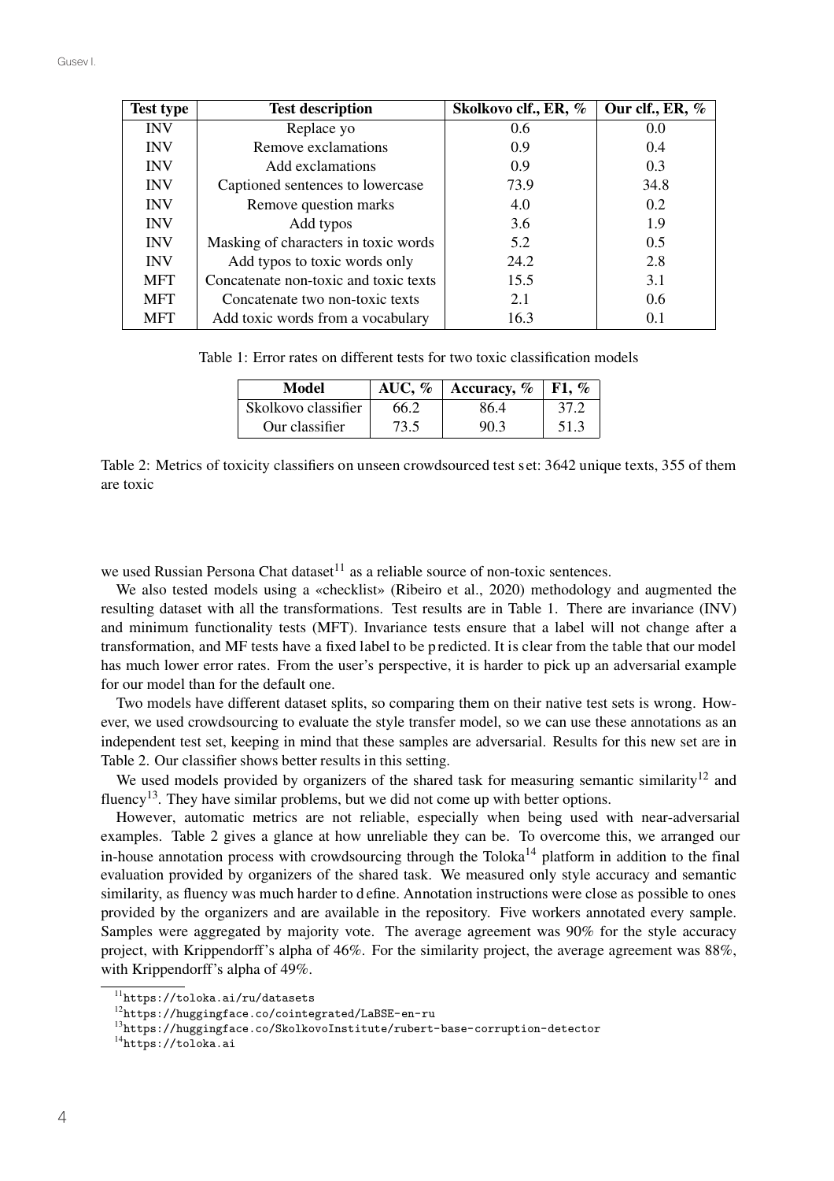| Test type | Test description | Skolkovo clf., ER, % | Our clf., ER, % |
|---|---|---|---|
| INV | Replace yo | 0.6 | 0.0 |
| INV | Remove exclamations | 0.9 | 0.4 |
| INV | Add exclamations | 0.9 | 0.3 |
| INV | Captioned sentences to lowercase | 73.9 | 34.8 |
| INV | Remove question marks | 4.0 | 0.2 |
| INV | Add typos | 3.6 | 1.9 |
| INV | Masking of characters in toxic words | 5.2 | 0.5 |
| INV | Add typos to toxic words only | 24.2 | 2.8 |
| MFT | Concatenate non-toxic and toxic texts | 15.5 | 3.1 |
| MFT | Concatenate two non-toxic texts | 2.1 | 0.6 |
| MFT | Add toxic words from a vocabulary | 16.3 | 0.1 |

Table 1: Error rates on different tests for two toxic classification models

| Model | AUC, % | Accuracy, % | F1, % |
|---|---|---|---|
| Skolkovo classifier | 66.2 | 86.4 | 37.2 |
| Our classifier | 73.5 | 90.3 | 51.3 |

Table 2: Metrics of toxicity classifiers on unseen crowdsourced test set: 3642 unique texts, 355 of them are toxic

we used Russian Persona Chat dataset[11] as a reliable source of non-toxic sentences.

We also tested models using a «checklist» (Ribeiro et al., 2020) methodology and augmented the resulting dataset with all the transformations. Test results are in Table 1. There are invariance (INV) and minimum functionality tests (MFT). Invariance tests ensure that a label will not change after a transformation, and MF tests have a fixed label to be predicted. It is clear from the table that our model has much lower error rates. From the user's perspective, it is harder to pick up an adversarial example for our model than for the default one.

Two models have different dataset splits, so comparing them on their native test sets is wrong. However, we used crowdsourcing to evaluate the style transfer model, so we can use these annotations as an independent test set, keeping in mind that these samples are adversarial. Results for this new set are in Table 2. Our classifier shows better results in this setting.

We used models provided by organizers of the shared task for measuring semantic similarity[12] and fluency[13]. They have similar problems, but we did not come up with better options.

However, automatic metrics are not reliable, especially when being used with near-adversarial examples. Table 2 gives a glance at how unreliable they can be. To overcome this, we arranged our in-house annotation process with crowdsourcing through the Toloka[14] platform in addition to the final evaluation provided by organizers of the shared task. We measured only style accuracy and semantic similarity, as fluency was much harder to define. Annotation instructions were close as possible to ones provided by the organizers and are available in the repository. Five workers annotated every sample. Samples were aggregated by majority vote. The average agreement was 90% for the style accuracy project, with Krippendorff's alpha of 46%. For the similarity project, the average agreement was 88%, with Krippendorff's alpha of 49%.

[11] https://toloka.ai/ru/datasets

[12] https://huggingface.co/cointegrated/LaBSE-en-ru

[13] https://huggingface.co/SkolkovoInstitute/rubert-base-corruption-detector

[14] https://toloka.ai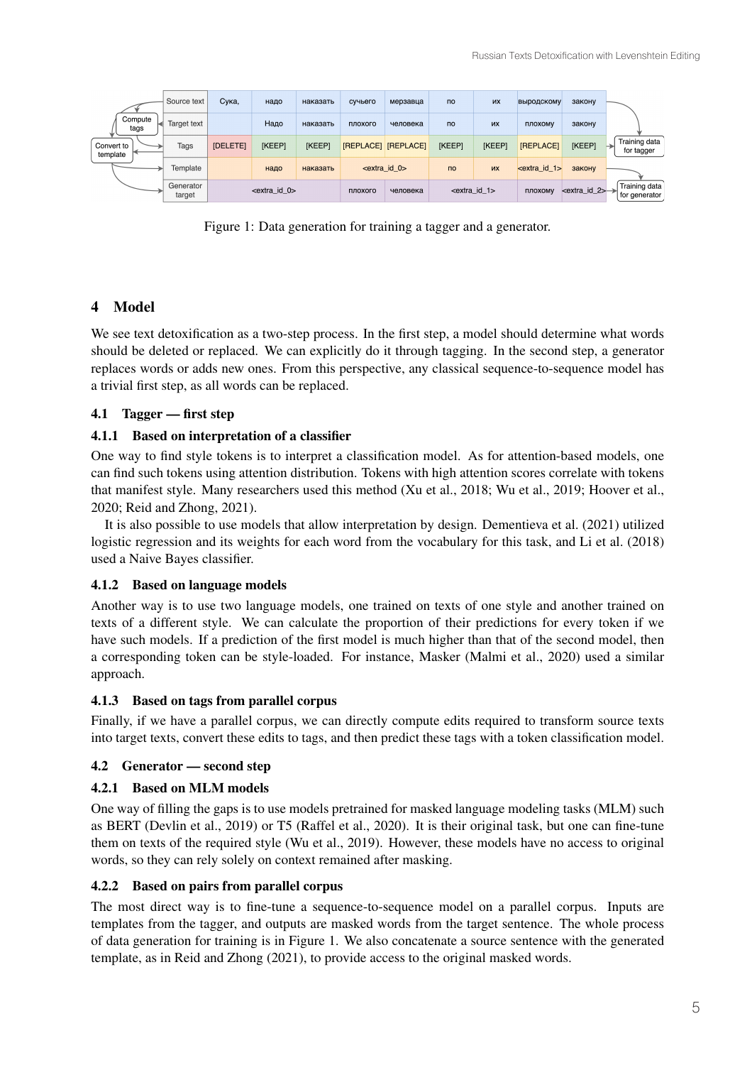| | | | | | | | | | |
|---|---|---|---|---|---|---|---|---|---|
| Source text | Сука, | надо | наказать | сучьего | мерзавца | по | их | выродскому | закону |
| Target text | | Надо | наказать | плохого | человека | по | их | плохому | закону |
| Tags | [DELETE] | [KEEP] | [KEEP] | [REPLACE] | [REPLACE] | [KEEP] | [KEEP] | [REPLACE] | [KEEP] |
| Template | | надо | наказать | <extra_id_0> | | по | их | <extra_id_1> | закону |
| Generator target | <extra_id_0> | | | плохого | человека | <extra_id_1> | | плохому | <extra_id_2> |

Compute tags → Tags; Convert to template → Template, Generator target; Tags → Training data for tagger; Template, Generator target → Training data for generator

Figure 1: Data generation for training a tagger and a generator.

## 4 Model

We see text detoxification as a two-step process. In the first step, a model should determine what words should be deleted or replaced. We can explicitly do it through tagging. In the second step, a generator replaces words or adds new ones. From this perspective, any classical sequence-to-sequence model has a trivial first step, as all words can be replaced.

### 4.1 Tagger — first step

#### 4.1.1 Based on interpretation of a classifier

One way to find style tokens is to interpret a classification model. As for attention-based models, one can find such tokens using attention distribution. Tokens with high attention scores correlate with tokens that manifest style. Many researchers used this method (Xu et al., 2018; Wu et al., 2019; Hoover et al., 2020; Reid and Zhong, 2021).

It is also possible to use models that allow interpretation by design. Dementieva et al. (2021) utilized logistic regression and its weights for each word from the vocabulary for this task, and Li et al. (2018) used a Naive Bayes classifier.

#### 4.1.2 Based on language models

Another way is to use two language models, one trained on texts of one style and another trained on texts of a different style. We can calculate the proportion of their predictions for every token if we have such models. If a prediction of the first model is much higher than that of the second model, then a corresponding token can be style-loaded. For instance, Masker (Malmi et al., 2020) used a similar approach.

#### 4.1.3 Based on tags from parallel corpus

Finally, if we have a parallel corpus, we can directly compute edits required to transform source texts into target texts, convert these edits to tags, and then predict these tags with a token classification model.

### 4.2 Generator — second step

#### 4.2.1 Based on MLM models

One way of filling the gaps is to use models pretrained for masked language modeling tasks (MLM) such as BERT (Devlin et al., 2019) or T5 (Raffel et al., 2020). It is their original task, but one can fine-tune them on texts of the required style (Wu et al., 2019). However, these models have no access to original words, so they can rely solely on context remained after masking.

#### 4.2.2 Based on pairs from parallel corpus

The most direct way is to fine-tune a sequence-to-sequence model on a parallel corpus. Inputs are templates from the tagger, and outputs are masked words from the target sentence. The whole process of data generation for training is in Figure 1. We also concatenate a source sentence with the generated template, as in Reid and Zhong (2021), to provide access to the original masked words.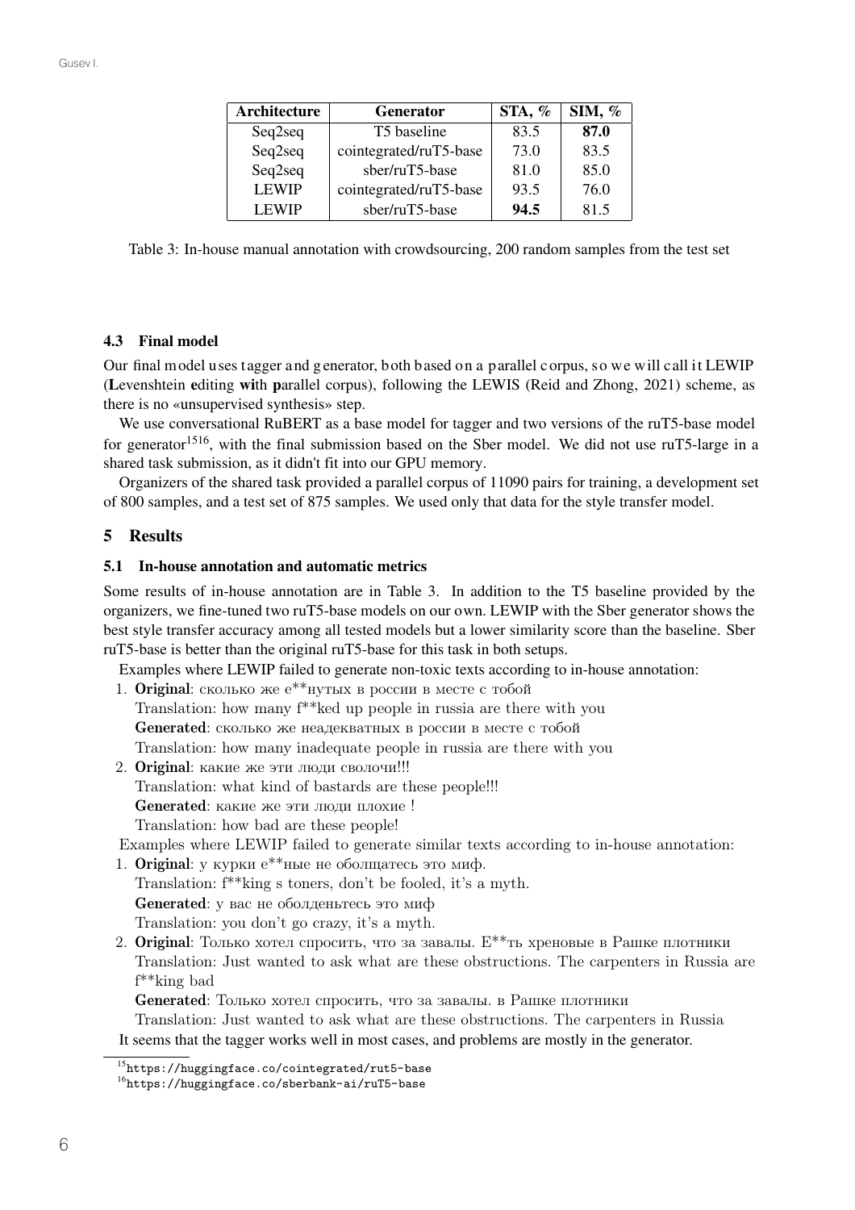| Architecture | Generator | STA, % | SIM, % |
|---|---|---|---|
| Seq2seq | T5 baseline | 83.5 | **87.0** |
| Seq2seq | cointegrated/ruT5-base | 73.0 | 83.5 |
| Seq2seq | sber/ruT5-base | 81.0 | 85.0 |
| LEWIP | cointegrated/ruT5-base | 93.5 | 76.0 |
| LEWIP | sber/ruT5-base | **94.5** | 81.5 |

Table 3: In-house manual annotation with crowdsourcing, 200 random samples from the test set

### 4.3 Final model

Our final model uses tagger and generator, both based on a parallel corpus, so we will call it LEWIP (**L**evenshtein **e**diting **wi**th **p**arallel corpus), following the LEWIS (Reid and Zhong, 2021) scheme, as there is no «unsupervised synthesis» step.

We use conversational RuBERT as a base model for tagger and two versions of the ruT5-base model for generator[15][16], with the final submission based on the Sber model. We did not use ruT5-large in a shared task submission, as it didn't fit into our GPU memory.

Organizers of the shared task provided a parallel corpus of 11090 pairs for training, a development set of 800 samples, and a test set of 875 samples. We used only that data for the style transfer model.

## 5 Results

### 5.1 In-house annotation and automatic metrics

Some results of in-house annotation are in Table 3. In addition to the T5 baseline provided by the organizers, we fine-tuned two ruT5-base models on our own. LEWIP with the Sber generator shows the best style transfer accuracy among all tested models but a lower similarity score than the baseline. Sber ruT5-base is better than the original ruT5-base for this task in both setups.

Examples where LEWIP failed to generate non-toxic texts according to in-house annotation:

1. **Original**: сколько же е**нутых в россии в месте с тобой
   Translation: how many f**ked up people in russia are there with you
   **Generated**: сколько же неадекватных в россии в месте с тобой
   Translation: how many inadequate people in russia are there with you
2. **Original**: какие же эти люди сволочи!!!
   Translation: what kind of bastards are these people!!!
   **Generated**: какие же эти люди плохие !
   Translation: how bad are these people!

Examples where LEWIP failed to generate similar texts according to in-house annotation:

1. **Original**: у курки е**ные не оболщатесь это миф.
   Translation: f**king s toners, don't be fooled, it's a myth.
   **Generated**: у вас не оболденьтесь это миф
   Translation: you don't go crazy, it's a myth.
2. **Original**: Только хотел спросить, что за завалы. Е**ть хреновые в Рашке плотники
   Translation: Just wanted to ask what are these obstructions. The carpenters in Russia are f**king bad
   **Generated**: Только хотел спросить, что за завалы. в Рашке плотники
   Translation: Just wanted to ask what are these obstructions. The carpenters in Russia

It seems that the tagger works well in most cases, and problems are mostly in the generator.

[15] https://huggingface.co/cointegrated/rut5-base
[16] https://huggingface.co/sberbank-ai/ruT5-base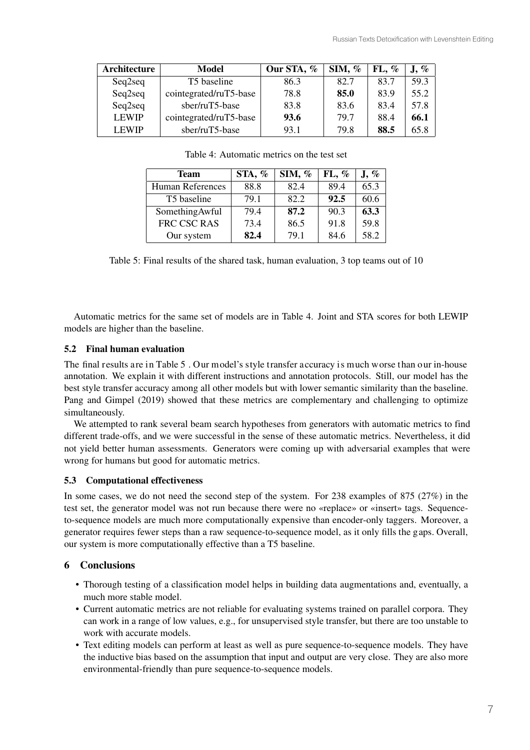| Architecture | Model | Our STA, % | SIM, % | FL, % | J, % |
|---|---|---|---|---|---|
| Seq2seq | T5 baseline | 86.3 | 82.7 | 83.7 | 59.3 |
| Seq2seq | cointegrated/ruT5-base | 78.8 | **85.0** | 83.9 | 55.2 |
| Seq2seq | sber/ruT5-base | 83.8 | 83.6 | 83.4 | 57.8 |
| LEWIP | cointegrated/ruT5-base | **93.6** | 79.7 | 88.4 | **66.1** |
| LEWIP | sber/ruT5-base | 93.1 | 79.8 | **88.5** | 65.8 |

Table 4: Automatic metrics on the test set

| Team | STA, % | SIM, % | FL, % | J, % |
|---|---|---|---|---|
| Human References | 88.8 | 82.4 | 89.4 | 65.3 |
| T5 baseline | 79.1 | 82.2 | **92.5** | 60.6 |
| SomethingAwful | 79.4 | **87.2** | 90.3 | **63.3** |
| FRC CSC RAS | 73.4 | 86.5 | 91.8 | 59.8 |
| Our system | **82.4** | 79.1 | 84.6 | 58.2 |

Table 5: Final results of the shared task, human evaluation, 3 top teams out of 10

Automatic metrics for the same set of models are in Table 4. Joint and STA scores for both LEWIP models are higher than the baseline.

### 5.2 Final human evaluation

The final results are in Table 5 . Our model's style transfer accuracy is much worse than our in-house annotation. We explain it with different instructions and annotation protocols. Still, our model has the best style transfer accuracy among all other models but with lower semantic similarity than the baseline. Pang and Gimpel (2019) showed that these metrics are complementary and challenging to optimize simultaneously.

We attempted to rank several beam search hypotheses from generators with automatic metrics to find different trade-offs, and we were successful in the sense of these automatic metrics. Nevertheless, it did not yield better human assessments. Generators were coming up with adversarial examples that were wrong for humans but good for automatic metrics.

### 5.3 Computational effectiveness

In some cases, we do not need the second step of the system. For 238 examples of 875 (27%) in the test set, the generator model was not run because there were no «replace» or «insert» tags. Sequence-to-sequence models are much more computationally expensive than encoder-only taggers. Moreover, a generator requires fewer steps than a raw sequence-to-sequence model, as it only fills the gaps. Overall, our system is more computationally effective than a T5 baseline.

## 6 Conclusions

- Thorough testing of a classification model helps in building data augmentations and, eventually, a much more stable model.
- Current automatic metrics are not reliable for evaluating systems trained on parallel corpora. They can work in a range of low values, e.g., for unsupervised style transfer, but there are too unstable to work with accurate models.
- Text editing models can perform at least as well as pure sequence-to-sequence models. They have the inductive bias based on the assumption that input and output are very close. They are also more environmental-friendly than pure sequence-to-sequence models.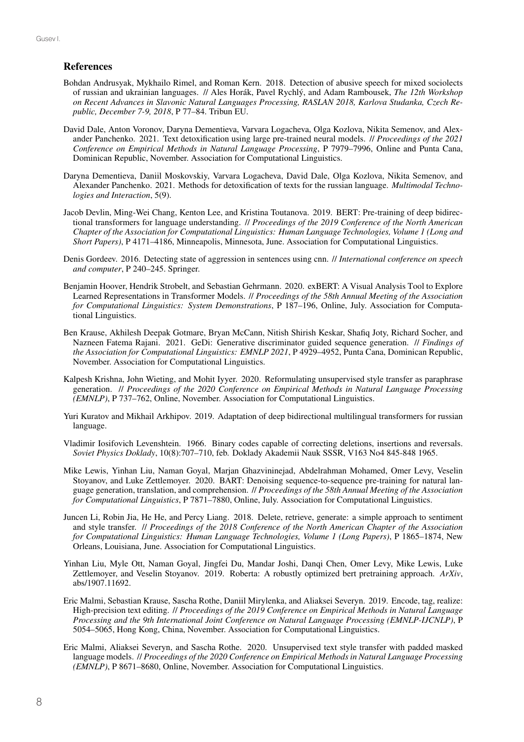## References

Bohdan Andrusyak, Mykhailo Rimel, and Roman Kern. 2018. Detection of abusive speech for mixed sociolects of russian and ukrainian languages. // Ales Horák, Pavel Rychlý, and Adam Rambousek, *The 12th Workshop on Recent Advances in Slavonic Natural Languages Processing, RASLAN 2018, Karlova Studanka, Czech Republic, December 7-9, 2018*, P 77–84. Tribun EU.

David Dale, Anton Voronov, Daryna Dementieva, Varvara Logacheva, Olga Kozlova, Nikita Semenov, and Alexander Panchenko. 2021. Text detoxification using large pre-trained neural models. // *Proceedings of the 2021 Conference on Empirical Methods in Natural Language Processing*, P 7979–7996, Online and Punta Cana, Dominican Republic, November. Association for Computational Linguistics.

Daryna Dementieva, Daniil Moskovskiy, Varvara Logacheva, David Dale, Olga Kozlova, Nikita Semenov, and Alexander Panchenko. 2021. Methods for detoxification of texts for the russian language. *Multimodal Technologies and Interaction*, 5(9).

Jacob Devlin, Ming-Wei Chang, Kenton Lee, and Kristina Toutanova. 2019. BERT: Pre-training of deep bidirectional transformers for language understanding. // *Proceedings of the 2019 Conference of the North American Chapter of the Association for Computational Linguistics: Human Language Technologies, Volume 1 (Long and Short Papers)*, P 4171–4186, Minneapolis, Minnesota, June. Association for Computational Linguistics.

Denis Gordeev. 2016. Detecting state of aggression in sentences using cnn. // *International conference on speech and computer*, P 240–245. Springer.

Benjamin Hoover, Hendrik Strobelt, and Sebastian Gehrmann. 2020. exBERT: A Visual Analysis Tool to Explore Learned Representations in Transformer Models. // *Proceedings of the 58th Annual Meeting of the Association for Computational Linguistics: System Demonstrations*, P 187–196, Online, July. Association for Computational Linguistics.

Ben Krause, Akhilesh Deepak Gotmare, Bryan McCann, Nitish Shirish Keskar, Shafiq Joty, Richard Socher, and Nazneen Fatema Rajani. 2021. GeDi: Generative discriminator guided sequence generation. // *Findings of the Association for Computational Linguistics: EMNLP 2021*, P 4929–4952, Punta Cana, Dominican Republic, November. Association for Computational Linguistics.

Kalpesh Krishna, John Wieting, and Mohit Iyyer. 2020. Reformulating unsupervised style transfer as paraphrase generation. // *Proceedings of the 2020 Conference on Empirical Methods in Natural Language Processing (EMNLP)*, P 737–762, Online, November. Association for Computational Linguistics.

Yuri Kuratov and Mikhail Arkhipov. 2019. Adaptation of deep bidirectional multilingual transformers for russian language.

Vladimir Iosifovich Levenshtein. 1966. Binary codes capable of correcting deletions, insertions and reversals. *Soviet Physics Doklady*, 10(8):707–710, feb. Doklady Akademii Nauk SSSR, V163 No4 845-848 1965.

Mike Lewis, Yinhan Liu, Naman Goyal, Marjan Ghazvininejad, Abdelrahman Mohamed, Omer Levy, Veselin Stoyanov, and Luke Zettlemoyer. 2020. BART: Denoising sequence-to-sequence pre-training for natural language generation, translation, and comprehension. // *Proceedings of the 58th Annual Meeting of the Association for Computational Linguistics*, P 7871–7880, Online, July. Association for Computational Linguistics.

Juncen Li, Robin Jia, He He, and Percy Liang. 2018. Delete, retrieve, generate: a simple approach to sentiment and style transfer. // *Proceedings of the 2018 Conference of the North American Chapter of the Association for Computational Linguistics: Human Language Technologies, Volume 1 (Long Papers)*, P 1865–1874, New Orleans, Louisiana, June. Association for Computational Linguistics.

Yinhan Liu, Myle Ott, Naman Goyal, Jingfei Du, Mandar Joshi, Danqi Chen, Omer Levy, Mike Lewis, Luke Zettlemoyer, and Veselin Stoyanov. 2019. Roberta: A robustly optimized bert pretraining approach. *ArXiv*, abs/1907.11692.

Eric Malmi, Sebastian Krause, Sascha Rothe, Daniil Mirylenka, and Aliaksei Severyn. 2019. Encode, tag, realize: High-precision text editing. // *Proceedings of the 2019 Conference on Empirical Methods in Natural Language Processing and the 9th International Joint Conference on Natural Language Processing (EMNLP-IJCNLP)*, P 5054–5065, Hong Kong, China, November. Association for Computational Linguistics.

Eric Malmi, Aliaksei Severyn, and Sascha Rothe. 2020. Unsupervised text style transfer with padded masked language models. // *Proceedings of the 2020 Conference on Empirical Methods in Natural Language Processing (EMNLP)*, P 8671–8680, Online, November. Association for Computational Linguistics.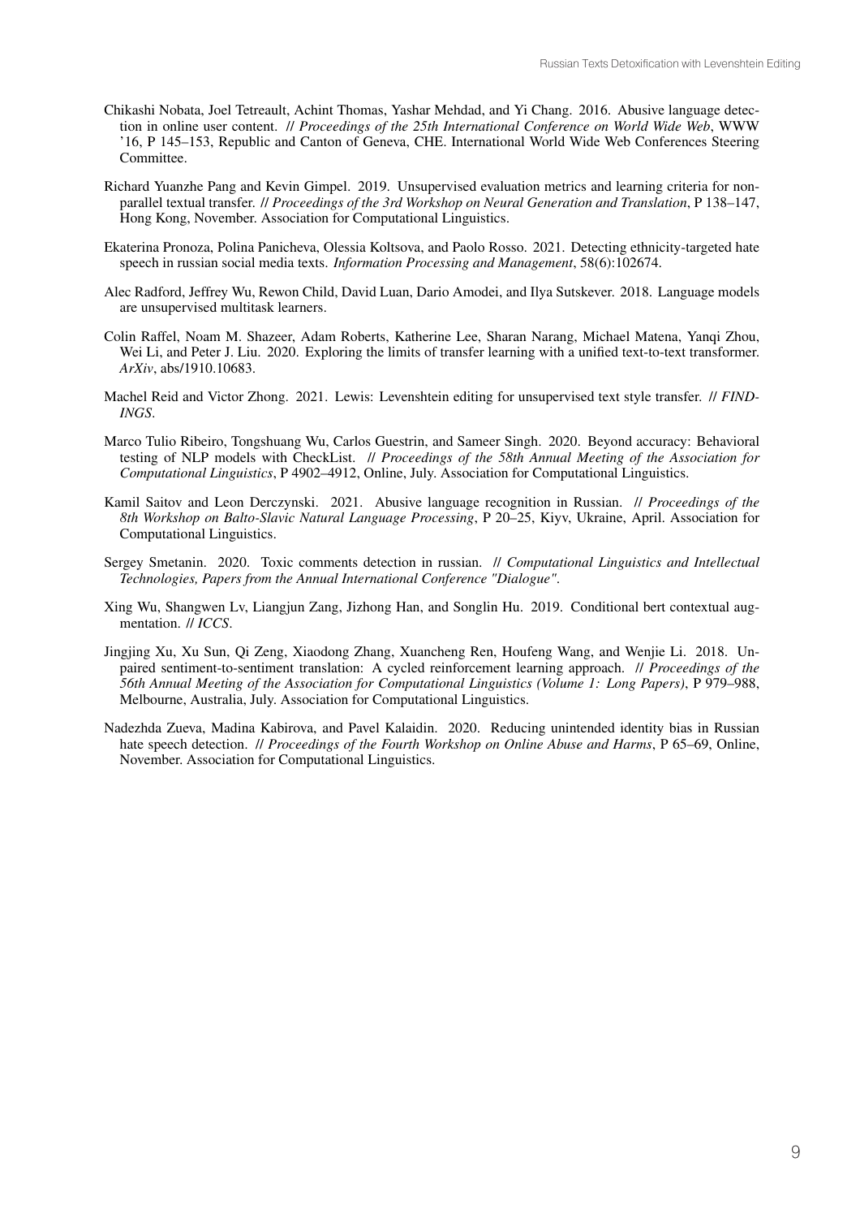Chikashi Nobata, Joel Tetreault, Achint Thomas, Yashar Mehdad, and Yi Chang. 2016. Abusive language detection in online user content. // *Proceedings of the 25th International Conference on World Wide Web*, WWW '16, P 145–153, Republic and Canton of Geneva, CHE. International World Wide Web Conferences Steering Committee.

Richard Yuanzhe Pang and Kevin Gimpel. 2019. Unsupervised evaluation metrics and learning criteria for non-parallel textual transfer. // *Proceedings of the 3rd Workshop on Neural Generation and Translation*, P 138–147, Hong Kong, November. Association for Computational Linguistics.

Ekaterina Pronoza, Polina Panicheva, Olessia Koltsova, and Paolo Rosso. 2021. Detecting ethnicity-targeted hate speech in russian social media texts. *Information Processing and Management*, 58(6):102674.

Alec Radford, Jeffrey Wu, Rewon Child, David Luan, Dario Amodei, and Ilya Sutskever. 2018. Language models are unsupervised multitask learners.

Colin Raffel, Noam M. Shazeer, Adam Roberts, Katherine Lee, Sharan Narang, Michael Matena, Yanqi Zhou, Wei Li, and Peter J. Liu. 2020. Exploring the limits of transfer learning with a unified text-to-text transformer. *ArXiv*, abs/1910.10683.

Machel Reid and Victor Zhong. 2021. Lewis: Levenshtein editing for unsupervised text style transfer. // *FINDINGS*.

Marco Tulio Ribeiro, Tongshuang Wu, Carlos Guestrin, and Sameer Singh. 2020. Beyond accuracy: Behavioral testing of NLP models with CheckList. // *Proceedings of the 58th Annual Meeting of the Association for Computational Linguistics*, P 4902–4912, Online, July. Association for Computational Linguistics.

Kamil Saitov and Leon Derczynski. 2021. Abusive language recognition in Russian. // *Proceedings of the 8th Workshop on Balto-Slavic Natural Language Processing*, P 20–25, Kiyv, Ukraine, April. Association for Computational Linguistics.

Sergey Smetanin. 2020. Toxic comments detection in russian. // *Computational Linguistics and Intellectual Technologies, Papers from the Annual International Conference "Dialogue"*.

Xing Wu, Shangwen Lv, Liangjun Zang, Jizhong Han, and Songlin Hu. 2019. Conditional bert contextual augmentation. // *ICCS*.

Jingjing Xu, Xu Sun, Qi Zeng, Xiaodong Zhang, Xuancheng Ren, Houfeng Wang, and Wenjie Li. 2018. Unpaired sentiment-to-sentiment translation: A cycled reinforcement learning approach. // *Proceedings of the 56th Annual Meeting of the Association for Computational Linguistics (Volume 1: Long Papers)*, P 979–988, Melbourne, Australia, July. Association for Computational Linguistics.

Nadezhda Zueva, Madina Kabirova, and Pavel Kalaidin. 2020. Reducing unintended identity bias in Russian hate speech detection. // *Proceedings of the Fourth Workshop on Online Abuse and Harms*, P 65–69, Online, November. Association for Computational Linguistics.